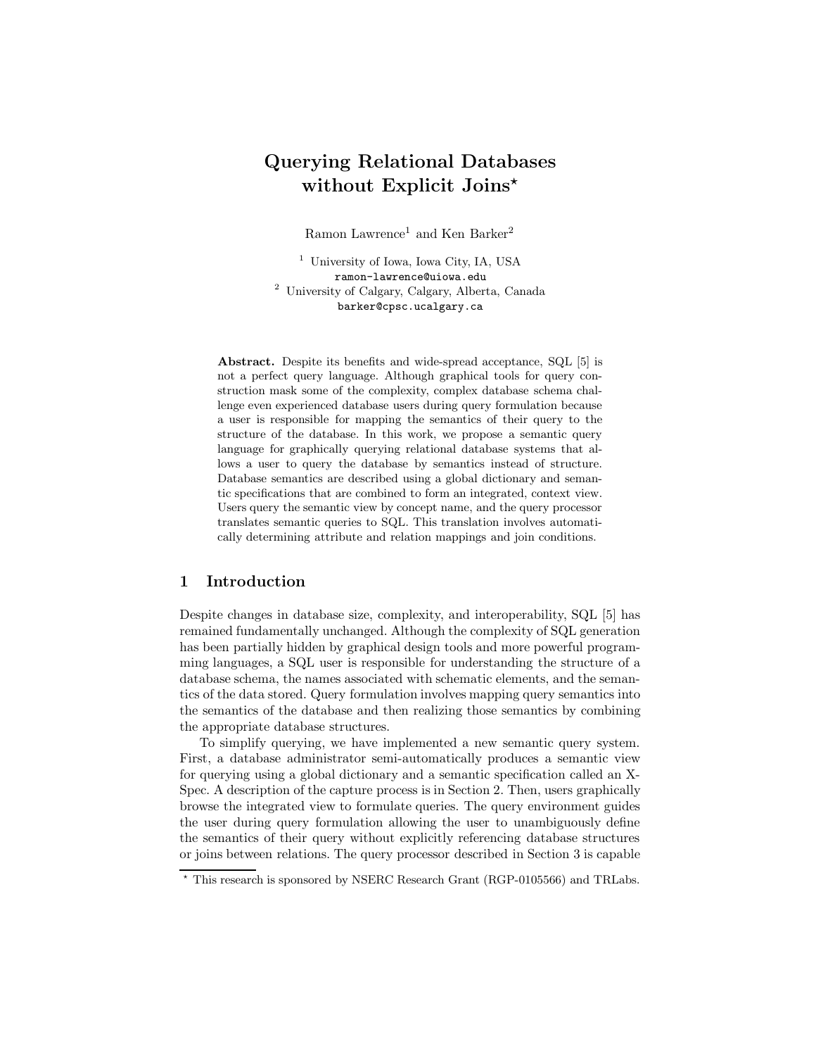# Querying Relational Databases without Explicit Joins*

Ramon Lawrence[1] and Ken Barker[2]

[1] University of Iowa, Iowa City, IA, USA
ramon-lawrence@uiowa.edu
[2] University of Calgary, Calgary, Alberta, Canada
barker@cpsc.ucalgary.ca

**Abstract.** Despite its benefits and wide-spread acceptance, SQL [5] is not a perfect query language. Although graphical tools for query construction mask some of the complexity, complex database schema challenge even experienced database users during query formulation because a user is responsible for mapping the semantics of their query to the structure of the database. In this work, we propose a semantic query language for graphically querying relational database systems that allows a user to query the database by semantics instead of structure. Database semantics are described using a global dictionary and semantic specifications that are combined to form an integrated, context view. Users query the semantic view by concept name, and the query processor translates semantic queries to SQL. This translation involves automatically determining attribute and relation mappings and join conditions.

## 1 Introduction

Despite changes in database size, complexity, and interoperability, SQL [5] has remained fundamentally unchanged. Although the complexity of SQL generation has been partially hidden by graphical design tools and more powerful programming languages, a SQL user is responsible for understanding the structure of a database schema, the names associated with schematic elements, and the semantics of the data stored. Query formulation involves mapping query semantics into the semantics of the database and then realizing those semantics by combining the appropriate database structures.

To simplify querying, we have implemented a new semantic query system. First, a database administrator semi-automatically produces a semantic view for querying using a global dictionary and a semantic specification called an X-Spec. A description of the capture process is in Section 2. Then, users graphically browse the integrated view to formulate queries. The query environment guides the user during query formulation allowing the user to unambiguously define the semantics of their query without explicitly referencing database structures or joins between relations. The query processor described in Section 3 is capable

* This research is sponsored by NSERC Research Grant (RGP-0105566) and TRLabs.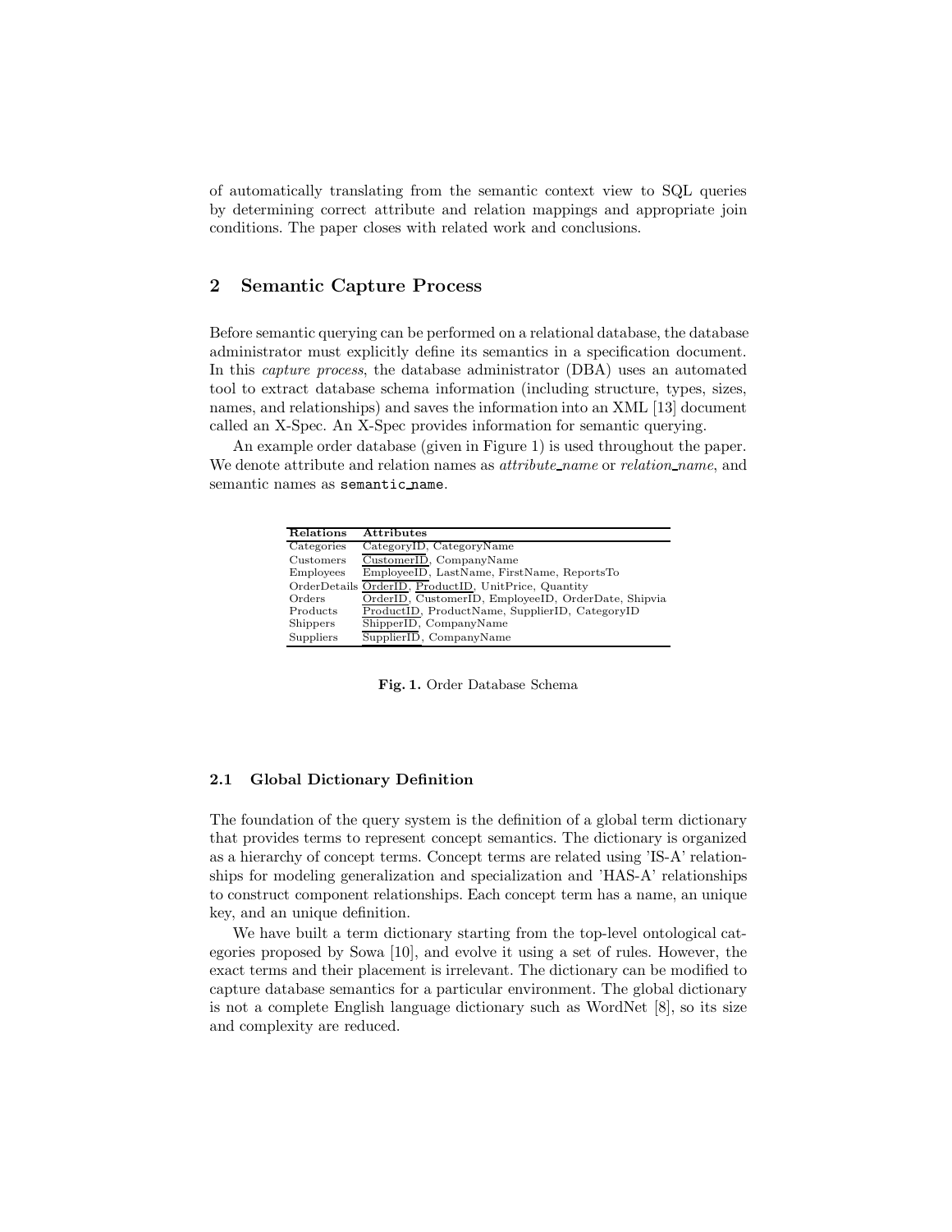of automatically translating from the semantic context view to SQL queries by determining correct attribute and relation mappings and appropriate join conditions. The paper closes with related work and conclusions.

## 2 Semantic Capture Process

Before semantic querying can be performed on a relational database, the database administrator must explicitly define its semantics in a specification document. In this *capture process*, the database administrator (DBA) uses an automated tool to extract database schema information (including structure, types, sizes, names, and relationships) and saves the information into an XML [13] document called an X-Spec. An X-Spec provides information for semantic querying.

An example order database (given in Figure 1) is used throughout the paper. We denote attribute and relation names as *attribute_name* or *relation_name*, and semantic names as `semantic_name`.

| Relations | Attributes |
|---|---|
| Categories | CategoryID, CategoryName |
| Customers | CustomerID, CompanyName |
| Employees | EmployeeID, LastName, FirstName, ReportsTo |
| OrderDetails | OrderID, ProductID, UnitPrice, Quantity |
| Orders | OrderID, CustomerID, EmployeeID, OrderDate, Shipvia |
| Products | ProductID, ProductName, SupplierID, CategoryID |
| Shippers | ShipperID, CompanyName |
| Suppliers | SupplierID, CompanyName |

**Fig. 1.** Order Database Schema

### 2.1 Global Dictionary Definition

The foundation of the query system is the definition of a global term dictionary that provides terms to represent concept semantics. The dictionary is organized as a hierarchy of concept terms. Concept terms are related using 'IS-A' relationships for modeling generalization and specialization and 'HAS-A' relationships to construct component relationships. Each concept term has a name, an unique key, and an unique definition.

We have built a term dictionary starting from the top-level ontological categories proposed by Sowa [10], and evolve it using a set of rules. However, the exact terms and their placement is irrelevant. The dictionary can be modified to capture database semantics for a particular environment. The global dictionary is not a complete English language dictionary such as WordNet [8], so its size and complexity are reduced.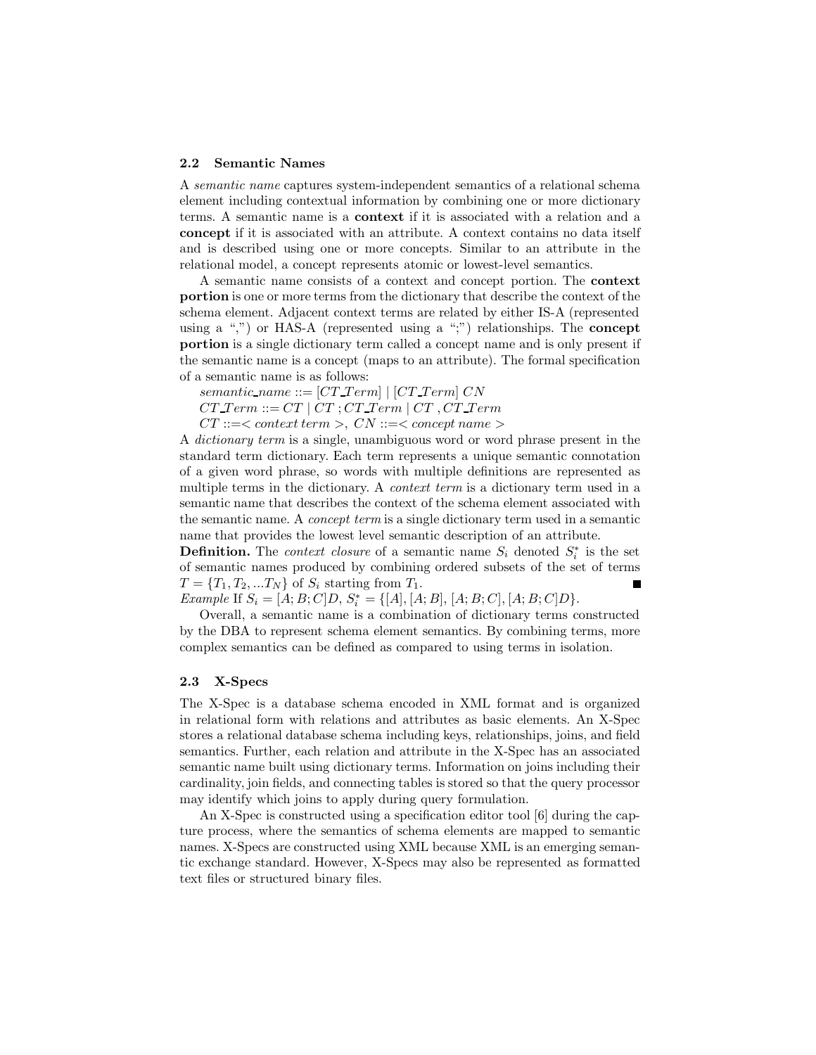### 2.2 Semantic Names

A *semantic name* captures system-independent semantics of a relational schema element including contextual information by combining one or more dictionary terms. A semantic name is a **context** if it is associated with a relation and a **concept** if it is associated with an attribute. A context contains no data itself and is described using one or more concepts. Similar to an attribute in the relational model, a concept represents atomic or lowest-level semantics.

A semantic name consists of a context and concept portion. The **context portion** is one or more terms from the dictionary that describe the context of the schema element. Adjacent context terms are related by either IS-A (represented using a ",") or HAS-A (represented using a ";") relationships. The **concept portion** is a single dictionary term called a concept name and is only present if the semantic name is a concept (maps to an attribute). The formal specification of a semantic name is as follows:

$semantic\_name ::= [CT\_Term] \mid [CT\_Term]\ CN$
$CT\_Term ::= CT \mid CT\ ; CT\_Term \mid CT\ , CT\_Term$
$CT ::= <$ *context term* $>$, $CN ::= <$ *concept name* $>$

A *dictionary term* is a single, unambiguous word or word phrase present in the standard term dictionary. Each term represents a unique semantic connotation of a given word phrase, so words with multiple definitions are represented as multiple terms in the dictionary. A *context term* is a dictionary term used in a semantic name that describes the context of the schema element associated with the semantic name. A *concept term* is a single dictionary term used in a semantic name that provides the lowest level semantic description of an attribute.

**Definition.** The *context closure* of a semantic name $S_i$ denoted $S_i^*$ is the set of semantic names produced by combining ordered subsets of the set of terms $T = \{T_1, T_2, ...T_N\}$ of $S_i$ starting from $T_1$. ∎

*Example* If $S_i = [A; B; C]D$, $S_i^* = \{[A], [A; B], [A; B; C], [A; B; C]D\}$.

Overall, a semantic name is a combination of dictionary terms constructed by the DBA to represent schema element semantics. By combining terms, more complex semantics can be defined as compared to using terms in isolation.

### 2.3 X-Specs

The X-Spec is a database schema encoded in XML format and is organized in relational form with relations and attributes as basic elements. An X-Spec stores a relational database schema including keys, relationships, joins, and field semantics. Further, each relation and attribute in the X-Spec has an associated semantic name built using dictionary terms. Information on joins including their cardinality, join fields, and connecting tables is stored so that the query processor may identify which joins to apply during query formulation.

An X-Spec is constructed using a specification editor tool [6] during the capture process, where the semantics of schema elements are mapped to semantic names. X-Specs are constructed using XML because XML is an emerging semantic exchange standard. However, X-Specs may also be represented as formatted text files or structured binary files.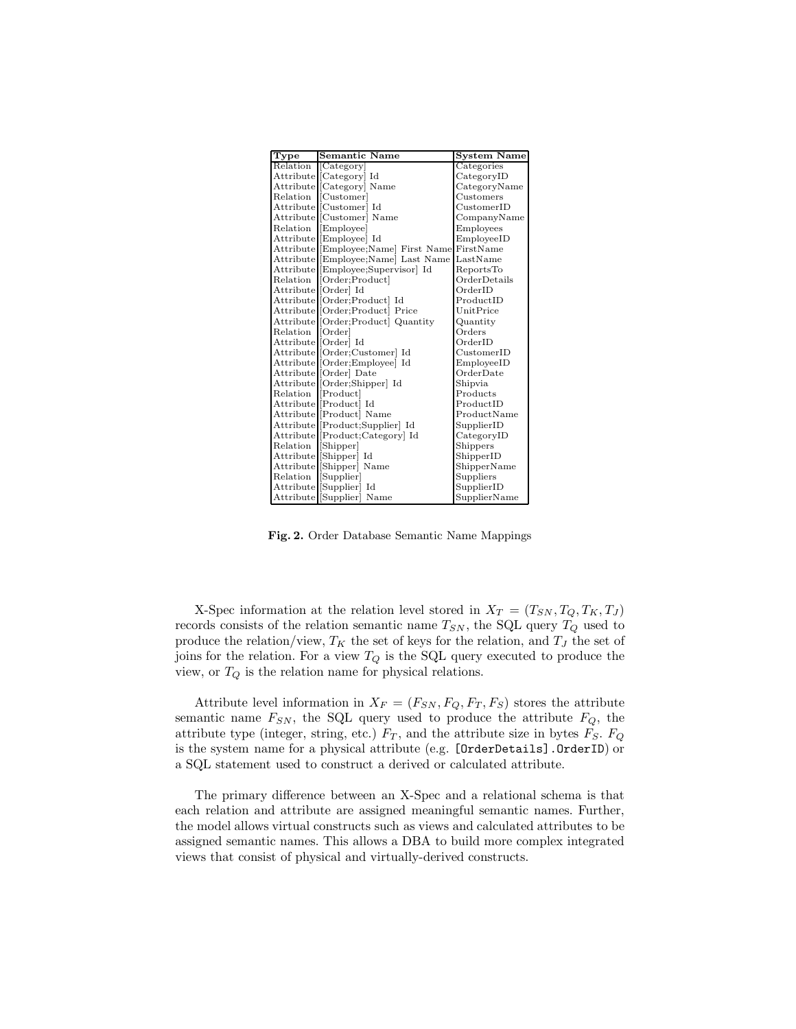| Type | Semantic Name | System Name |
|---|---|---|
| Relation | [Category] | Categories |
| Attribute | [Category] Id | CategoryID |
| Attribute | [Category] Name | CategoryName |
| Relation | [Customer] | Customers |
| Attribute | [Customer] Id | CustomerID |
| Attribute | [Customer] Name | CompanyName |
| Relation | [Employee] | Employees |
| Attribute | [Employee] Id | EmployeeID |
| Attribute | [Employee;Name] First Name | FirstName |
| Attribute | [Employee;Name] Last Name | LastName |
| Attribute | [Employee;Supervisor] Id | ReportsTo |
| Relation | [Order;Product] | OrderDetails |
| Attribute | [Order] Id | OrderID |
| Attribute | [Order;Product] Id | ProductID |
| Attribute | [Order;Product] Price | UnitPrice |
| Attribute | [Order;Product] Quantity | Quantity |
| Relation | [Order] | Orders |
| Attribute | [Order] Id | OrderID |
| Attribute | [Order;Customer] Id | CustomerID |
| Attribute | [Order;Employee] Id | EmployeeID |
| Attribute | [Order] Date | OrderDate |
| Attribute | [Order;Shipper] Id | Shipvia |
| Relation | [Product] | Products |
| Attribute | [Product] Id | ProductID |
| Attribute | [Product] Name | ProductName |
| Attribute | [Product;Supplier] Id | SupplierID |
| Attribute | [Product;Category] Id | CategoryID |
| Relation | [Shipper] | Shippers |
| Attribute | [Shipper] Id | ShipperID |
| Attribute | [Shipper] Name | ShipperName |
| Relation | [Supplier] | Suppliers |
| Attribute | [Supplier] Id | SupplierID |
| Attribute | [Supplier] Name | SupplierName |

**Fig. 2.** Order Database Semantic Name Mappings

X-Spec information at the relation level stored in $X_T = (T_{SN}, T_Q, T_K, T_J)$ records consists of the relation semantic name $T_{SN}$, the SQL query $T_Q$ used to produce the relation/view, $T_K$ the set of keys for the relation, and $T_J$ the set of joins for the relation. For a view $T_Q$ is the SQL query executed to produce the view, or $T_Q$ is the relation name for physical relations.

Attribute level information in $X_F = (F_{SN}, F_Q, F_T, F_S)$ stores the attribute semantic name $F_{SN}$, the SQL query used to produce the attribute $F_Q$, the attribute type (integer, string, etc.) $F_T$, and the attribute size in bytes $F_S$. $F_Q$ is the system name for a physical attribute (e.g. `[OrderDetails].OrderID`) or a SQL statement used to construct a derived or calculated attribute.

The primary difference between an X-Spec and a relational schema is that each relation and attribute are assigned meaningful semantic names. Further, the model allows virtual constructs such as views and calculated attributes to be assigned semantic names. This allows a DBA to build more complex integrated views that consist of physical and virtually-derived constructs.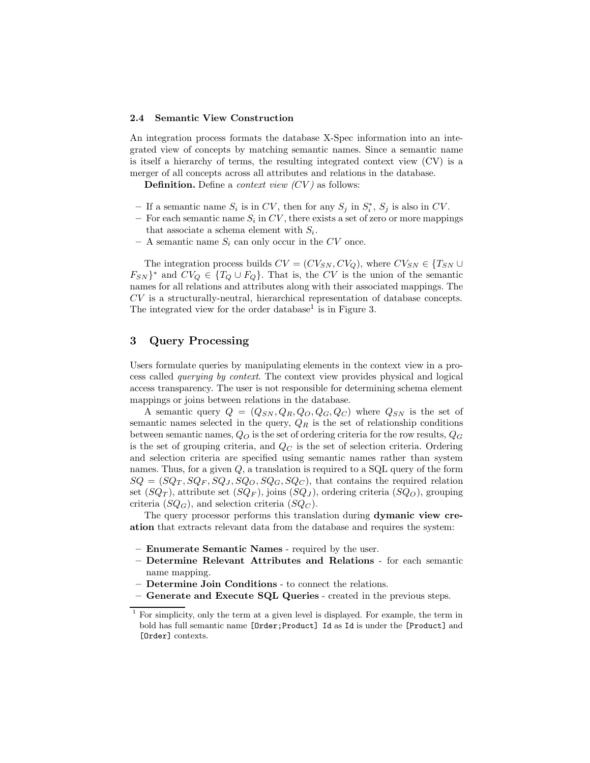### 2.4 Semantic View Construction

An integration process formats the database X-Spec information into an integrated view of concepts by matching semantic names. Since a semantic name is itself a hierarchy of terms, the resulting integrated context view (CV) is a merger of all concepts across all attributes and relations in the database.

**Definition.** Define a *context view (CV)* as follows:

- If a semantic name $S_i$ is in $CV$, then for any $S_j$ in $S_i^*$, $S_j$ is also in $CV$.
- For each semantic name $S_i$ in $CV$, there exists a set of zero or more mappings that associate a schema element with $S_i$.
- A semantic name $S_i$ can only occur in the $CV$ once.

The integration process builds $CV = (CV_{SN}, CV_Q)$, where $CV_{SN} \in \{T_{SN} \cup F_{SN}\}^*$ and $CV_Q \in \{T_Q \cup F_Q\}$. That is, the $CV$ is the union of the semantic names for all relations and attributes along with their associated mappings. The $CV$ is a structurally-neutral, hierarchical representation of database concepts. The integrated view for the order database[1] is in Figure 3.

## 3 Query Processing

Users formulate queries by manipulating elements in the context view in a process called *querying by context*. The context view provides physical and logical access transparency. The user is not responsible for determining schema element mappings or joins between relations in the database.

A semantic query $Q = (Q_{SN}, Q_R, Q_O, Q_G, Q_C)$ where $Q_{SN}$ is the set of semantic names selected in the query, $Q_R$ is the set of relationship conditions between semantic names, $Q_O$ is the set of ordering criteria for the row results, $Q_G$ is the set of grouping criteria, and $Q_C$ is the set of selection criteria. Ordering and selection criteria are specified using semantic names rather than system names. Thus, for a given $Q$, a translation is required to a SQL query of the form $SQ = (SQ_T, SQ_F, SQ_J, SQ_O, SQ_G, SQ_C)$, that contains the required relation set ($SQ_T$), attribute set ($SQ_F$), joins ($SQ_J$), ordering criteria ($SQ_O$), grouping criteria ($SQ_G$), and selection criteria ($SQ_C$).

The query processor performs this translation during **dymanic view creation** that extracts relevant data from the database and requires the system:

- **Enumerate Semantic Names** - required by the user.
- **Determine Relevant Attributes and Relations** - for each semantic name mapping.
- **Determine Join Conditions** - to connect the relations.
- **Generate and Execute SQL Queries** - created in the previous steps.

[1] For simplicity, only the term at a given level is displayed. For example, the term in bold has full semantic name `[Order;Product] Id` as `Id` is under the `[Product]` and `[Order]` contexts.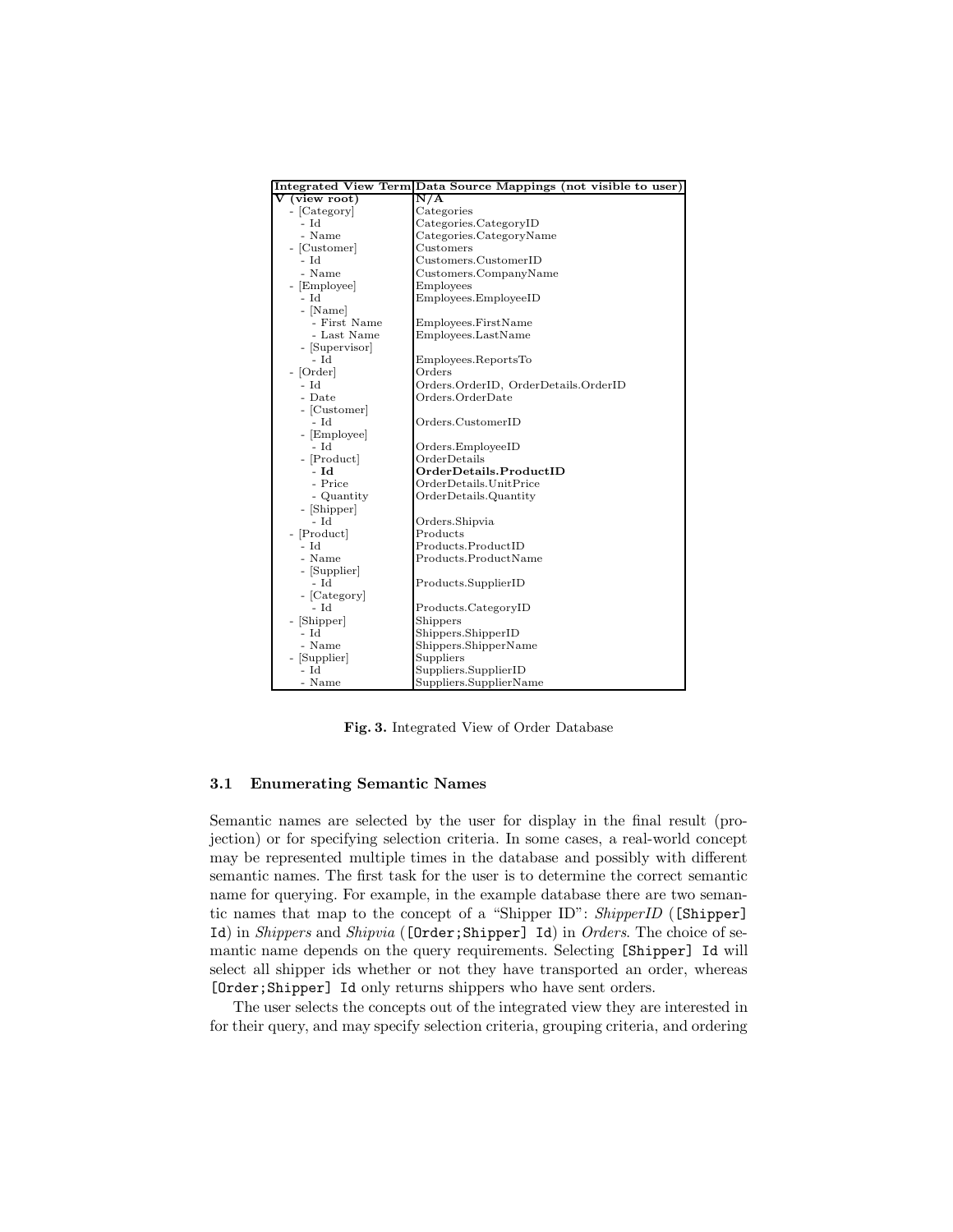| Integrated View Term | Data Source Mappings (not visible to user) |
|---|---|
| **V (view root)** | **N/A** |
| - [Category] | Categories |
| - Id | Categories.CategoryID |
| - Name | Categories.CategoryName |
| - [Customer] | Customers |
| - Id | Customers.CustomerID |
| - Name | Customers.CompanyName |
| - [Employee] | Employees |
| - Id | Employees.EmployeeID |
| - [Name] | |
| - First Name | Employees.FirstName |
| - Last Name | Employees.LastName |
| - [Supervisor] | |
| - Id | Employees.ReportsTo |
| - [Order] | Orders |
| - Id | Orders.OrderID, OrderDetails.OrderID |
| - Date | Orders.OrderDate |
| - [Customer] | |
| - Id | Orders.CustomerID |
| - [Employee] | |
| - Id | Orders.EmployeeID |
| - [Product] | OrderDetails |
| **- Id** | **OrderDetails.ProductID** |
| - Price | OrderDetails.UnitPrice |
| - Quantity | OrderDetails.Quantity |
| - [Shipper] | |
| - Id | Orders.Shipvia |
| - [Product] | Products |
| - Id | Products.ProductID |
| - Name | Products.ProductName |
| - [Supplier] | |
| - Id | Products.SupplierID |
| - [Category] | |
| - Id | Products.CategoryID |
| - [Shipper] | Shippers |
| - Id | Shippers.ShipperID |
| - Name | Shippers.ShipperName |
| - [Supplier] | Suppliers |
| - Id | Suppliers.SupplierID |
| - Name | Suppliers.SupplierName |

**Fig. 3.** Integrated View of Order Database

### 3.1 Enumerating Semantic Names

Semantic names are selected by the user for display in the final result (projection) or for specifying selection criteria. In some cases, a real-world concept may be represented multiple times in the database and possibly with different semantic names. The first task for the user is to determine the correct semantic name for querying. For example, in the example database there are two semantic names that map to the concept of a "Shipper ID": *ShipperID* (`[Shipper] Id`) in *Shippers* and *Shipvia* (`[Order;Shipper] Id`) in *Orders*. The choice of semantic name depends on the query requirements. Selecting `[Shipper] Id` will select all shipper ids whether or not they have transported an order, whereas `[Order;Shipper] Id` only returns shippers who have sent orders.

The user selects the concepts out of the integrated view they are interested in for their query, and may specify selection criteria, grouping criteria, and ordering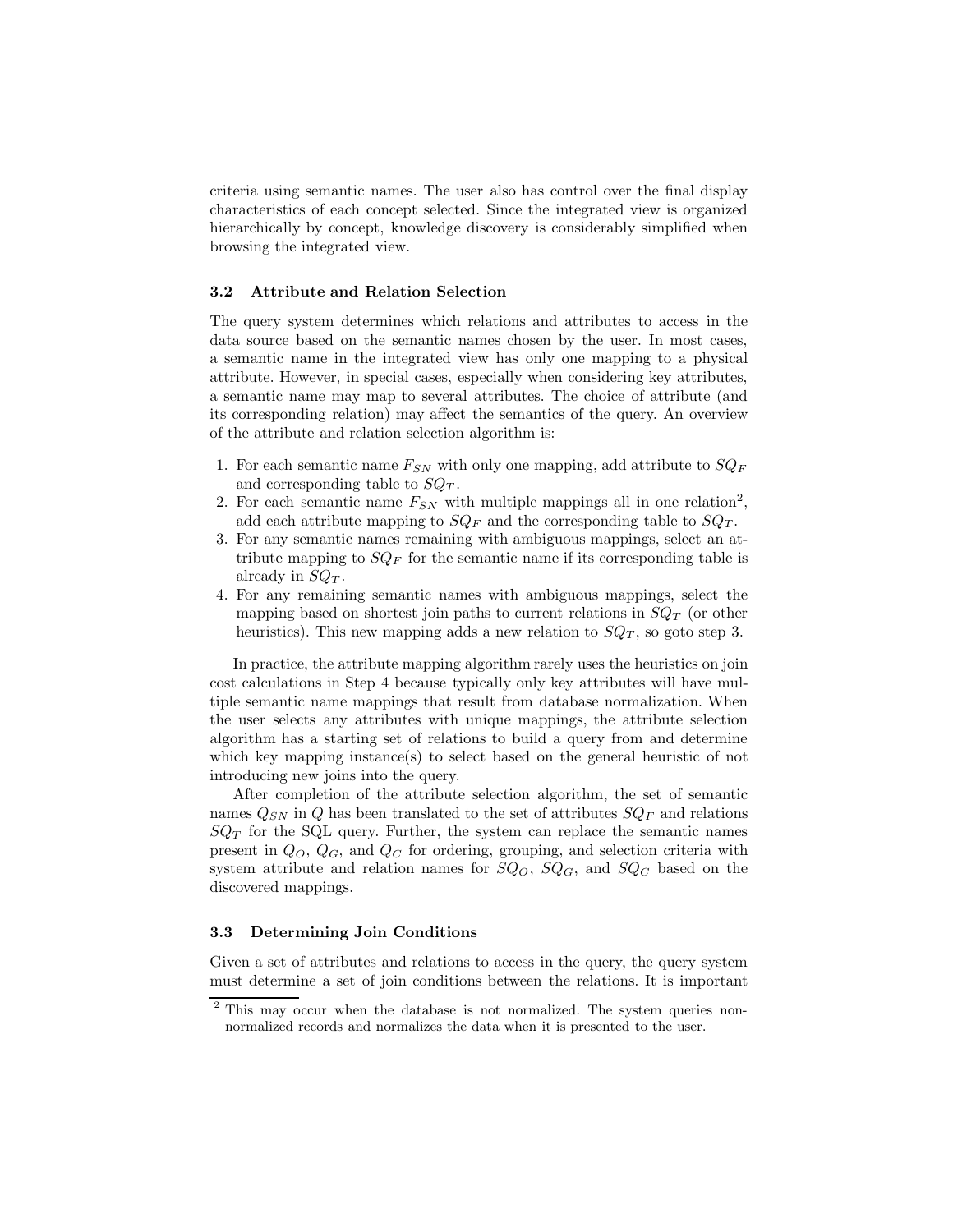criteria using semantic names. The user also has control over the final display characteristics of each concept selected. Since the integrated view is organized hierarchically by concept, knowledge discovery is considerably simplified when browsing the integrated view.

### 3.2 Attribute and Relation Selection

The query system determines which relations and attributes to access in the data source based on the semantic names chosen by the user. In most cases, a semantic name in the integrated view has only one mapping to a physical attribute. However, in special cases, especially when considering key attributes, a semantic name may map to several attributes. The choice of attribute (and its corresponding relation) may affect the semantics of the query. An overview of the attribute and relation selection algorithm is:

1. For each semantic name $F_{SN}$ with only one mapping, add attribute to $SQ_F$ and corresponding table to $SQ_T$.
2. For each semantic name $F_{SN}$ with multiple mappings all in one relation[2], add each attribute mapping to $SQ_F$ and the corresponding table to $SQ_T$.
3. For any semantic names remaining with ambiguous mappings, select an attribute mapping to $SQ_F$ for the semantic name if its corresponding table is already in $SQ_T$.
4. For any remaining semantic names with ambiguous mappings, select the mapping based on shortest join paths to current relations in $SQ_T$ (or other heuristics). This new mapping adds a new relation to $SQ_T$, so goto step 3.

In practice, the attribute mapping algorithm rarely uses the heuristics on join cost calculations in Step 4 because typically only key attributes will have multiple semantic name mappings that result from database normalization. When the user selects any attributes with unique mappings, the attribute selection algorithm has a starting set of relations to build a query from and determine which key mapping instance(s) to select based on the general heuristic of not introducing new joins into the query.

After completion of the attribute selection algorithm, the set of semantic names $Q_{SN}$ in $Q$ has been translated to the set of attributes $SQ_F$ and relations $SQ_T$ for the SQL query. Further, the system can replace the semantic names present in $Q_O$, $Q_G$, and $Q_C$ for ordering, grouping, and selection criteria with system attribute and relation names for $SQ_O$, $SQ_G$, and $SQ_C$ based on the discovered mappings.

### 3.3 Determining Join Conditions

Given a set of attributes and relations to access in the query, the query system must determine a set of join conditions between the relations. It is important

[2] This may occur when the database is not normalized. The system queries non-normalized records and normalizes the data when it is presented to the user.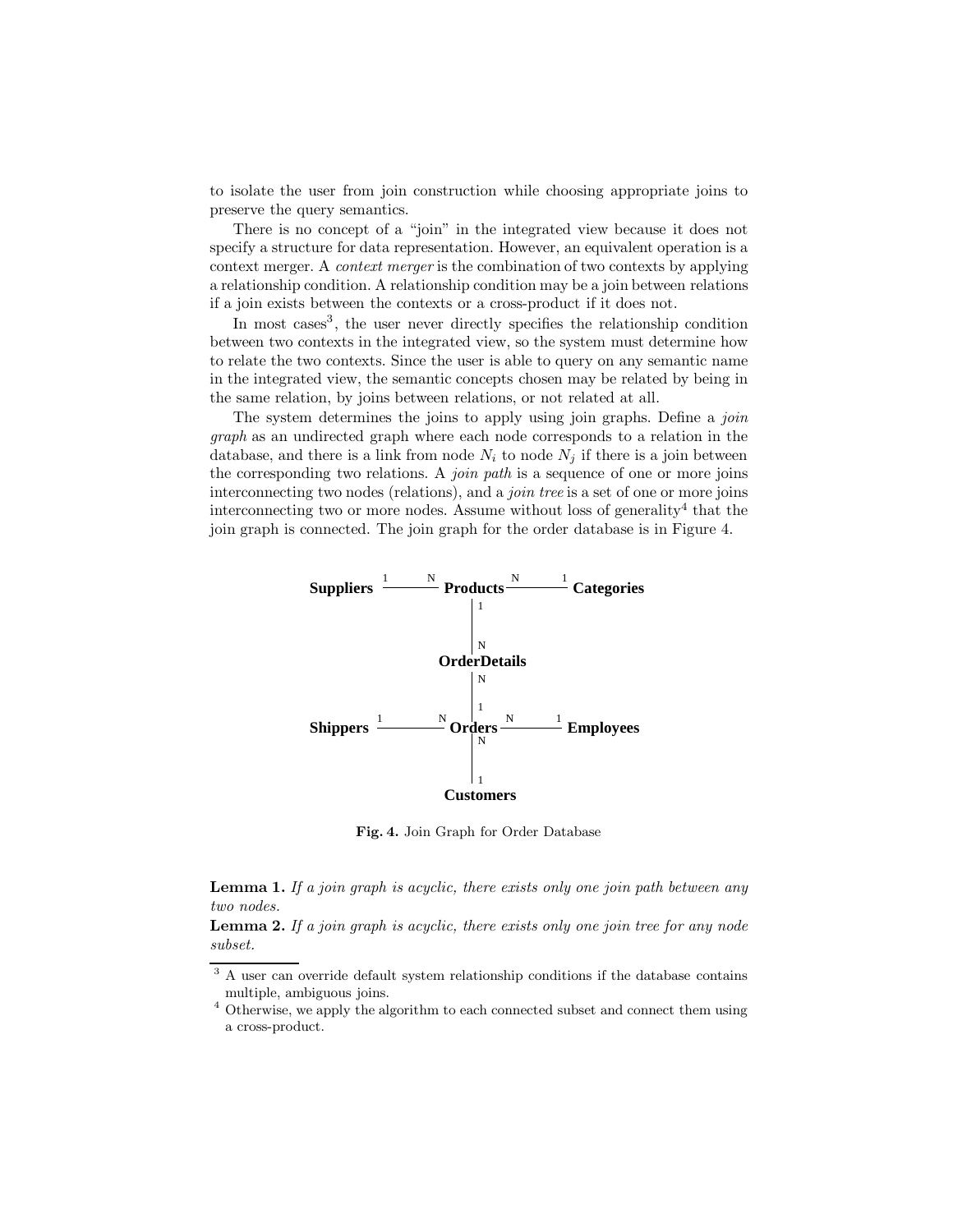to isolate the user from join construction while choosing appropriate joins to preserve the query semantics.

There is no concept of a "join" in the integrated view because it does not specify a structure for data representation. However, an equivalent operation is a context merger. A *context merger* is the combination of two contexts by applying a relationship condition. A relationship condition may be a join between relations if a join exists between the contexts or a cross-product if it does not.

In most cases[3], the user never directly specifies the relationship condition between two contexts in the integrated view, so the system must determine how to relate the two contexts. Since the user is able to query on any semantic name in the integrated view, the semantic concepts chosen may be related by being in the same relation, by joins between relations, or not related at all.

The system determines the joins to apply using join graphs. Define a *join graph* as an undirected graph where each node corresponds to a relation in the database, and there is a link from node $N_i$ to node $N_j$ if there is a join between the corresponding two relations. A *join path* is a sequence of one or more joins interconnecting two nodes (relations), and a *join tree* is a set of one or more joins interconnecting two or more nodes. Assume without loss of generality[4] that the join graph is connected. The join graph for the order database is in Figure 4.

**Fig. 4.** Join Graph for Order Database

**Lemma 1.** *If a join graph is acyclic, there exists only one join path between any two nodes.*

**Lemma 2.** *If a join graph is acyclic, there exists only one join tree for any node subset.*

---

[3] A user can override default system relationship conditions if the database contains multiple, ambiguous joins.

[4] Otherwise, we apply the algorithm to each connected subset and connect them using a cross-product.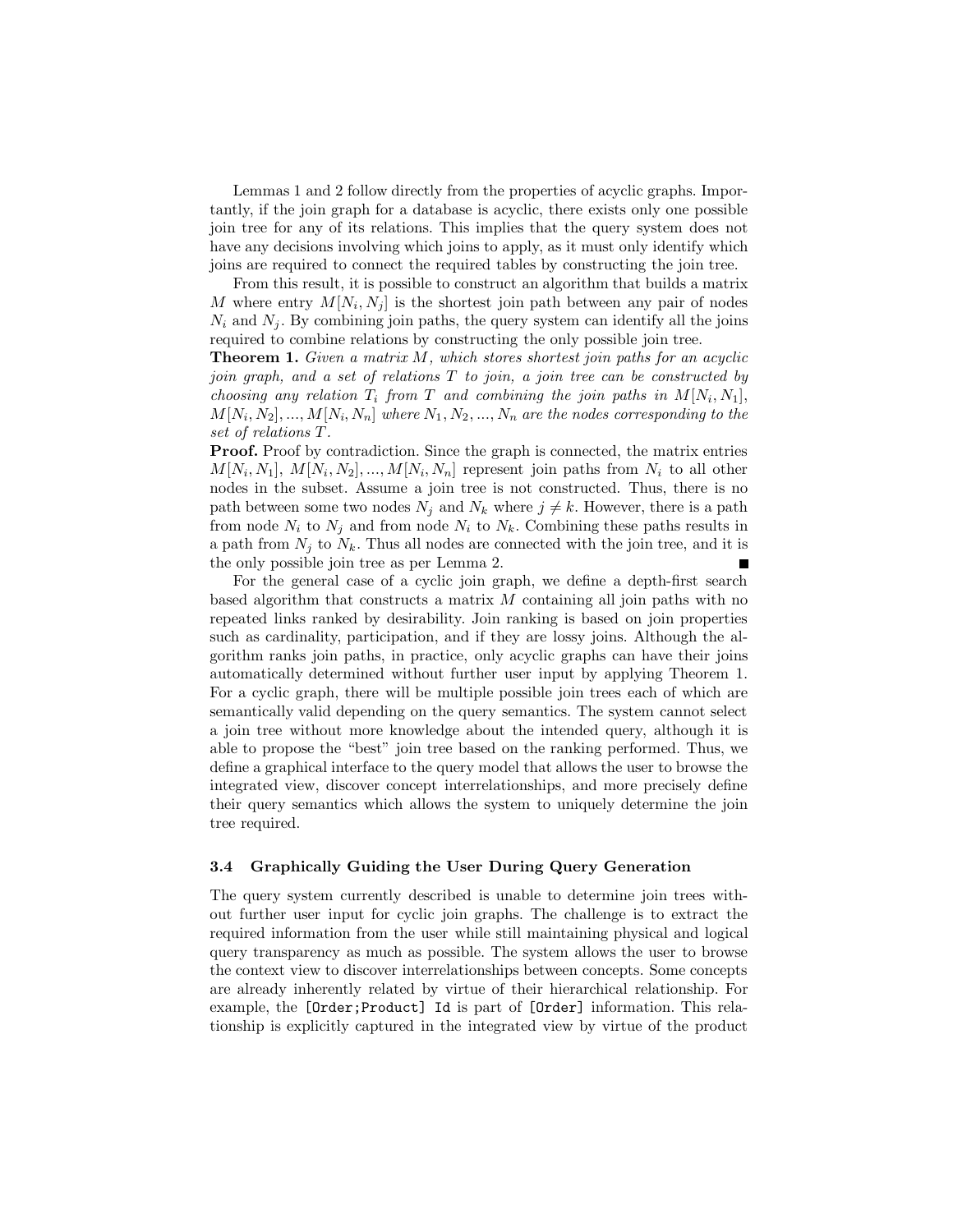Lemmas 1 and 2 follow directly from the properties of acyclic graphs. Importantly, if the join graph for a database is acyclic, there exists only one possible join tree for any of its relations. This implies that the query system does not have any decisions involving which joins to apply, as it must only identify which joins are required to connect the required tables by constructing the join tree.

From this result, it is possible to construct an algorithm that builds a matrix $M$ where entry $M[N_i, N_j]$ is the shortest join path between any pair of nodes $N_i$ and $N_j$. By combining join paths, the query system can identify all the joins required to combine relations by constructing the only possible join tree.

**Theorem 1.** *Given a matrix $M$, which stores shortest join paths for an acyclic join graph, and a set of relations $T$ to join, a join tree can be constructed by choosing any relation $T_i$ from $T$ and combining the join paths in $M[N_i, N_1]$, $M[N_i, N_2], ..., M[N_i, N_n]$ where $N_1, N_2, ..., N_n$ are the nodes corresponding to the set of relations $T$.*

**Proof.** Proof by contradiction. Since the graph is connected, the matrix entries $M[N_i, N_1]$, $M[N_i, N_2], ..., M[N_i, N_n]$ represent join paths from $N_i$ to all other nodes in the subset. Assume a join tree is not constructed. Thus, there is no path between some two nodes $N_j$ and $N_k$ where $j \neq k$. However, there is a path from node $N_i$ to $N_j$ and from node $N_i$ to $N_k$. Combining these paths results in a path from $N_j$ to $N_k$. Thus all nodes are connected with the join tree, and it is the only possible join tree as per Lemma 2. ∎

For the general case of a cyclic join graph, we define a depth-first search based algorithm that constructs a matrix $M$ containing all join paths with no repeated links ranked by desirability. Join ranking is based on join properties such as cardinality, participation, and if they are lossy joins. Although the algorithm ranks join paths, in practice, only acyclic graphs can have their joins automatically determined without further user input by applying Theorem 1. For a cyclic graph, there will be multiple possible join trees each of which are semantically valid depending on the query semantics. The system cannot select a join tree without more knowledge about the intended query, although it is able to propose the "best" join tree based on the ranking performed. Thus, we define a graphical interface to the query model that allows the user to browse the integrated view, discover concept interrelationships, and more precisely define their query semantics which allows the system to uniquely determine the join tree required.

### 3.4 Graphically Guiding the User During Query Generation

The query system currently described is unable to determine join trees without further user input for cyclic join graphs. The challenge is to extract the required information from the user while still maintaining physical and logical query transparency as much as possible. The system allows the user to browse the context view to discover interrelationships between concepts. Some concepts are already inherently related by virtue of their hierarchical relationship. For example, the `[Order;Product] Id` is part of `[Order]` information. This relationship is explicitly captured in the integrated view by virtue of the product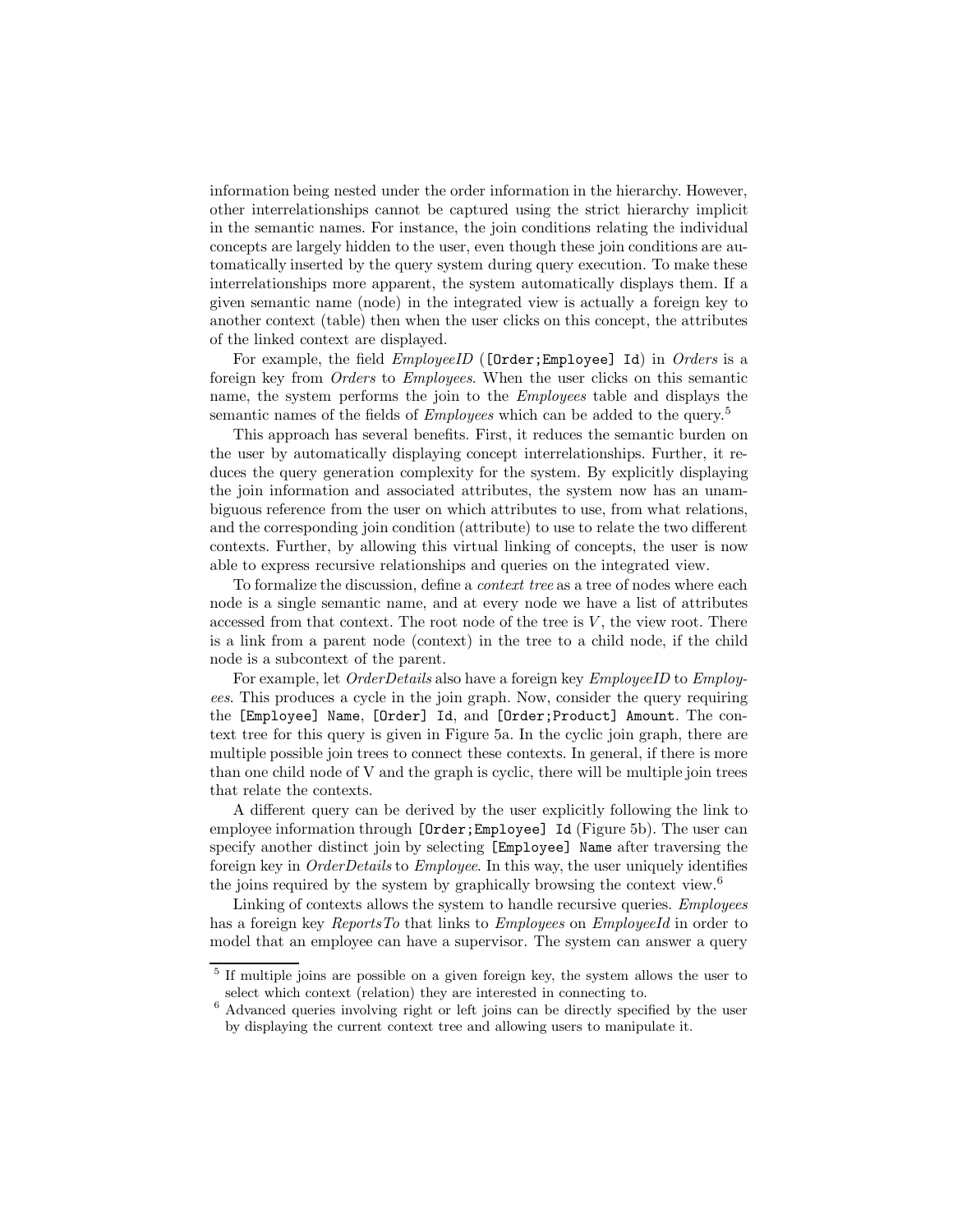information being nested under the order information in the hierarchy. However, other interrelationships cannot be captured using the strict hierarchy implicit in the semantic names. For instance, the join conditions relating the individual concepts are largely hidden to the user, even though these join conditions are automatically inserted by the query system during query execution. To make these interrelationships more apparent, the system automatically displays them. If a given semantic name (node) in the integrated view is actually a foreign key to another context (table) then when the user clicks on this concept, the attributes of the linked context are displayed.

For example, the field *EmployeeID* (`[Order;Employee] Id`) in *Orders* is a foreign key from *Orders* to *Employees*. When the user clicks on this semantic name, the system performs the join to the *Employees* table and displays the semantic names of the fields of *Employees* which can be added to the query.[5]

This approach has several benefits. First, it reduces the semantic burden on the user by automatically displaying concept interrelationships. Further, it reduces the query generation complexity for the system. By explicitly displaying the join information and associated attributes, the system now has an unambiguous reference from the user on which attributes to use, from what relations, and the corresponding join condition (attribute) to use to relate the two different contexts. Further, by allowing this virtual linking of concepts, the user is now able to express recursive relationships and queries on the integrated view.

To formalize the discussion, define a *context tree* as a tree of nodes where each node is a single semantic name, and at every node we have a list of attributes accessed from that context. The root node of the tree is $V$, the view root. There is a link from a parent node (context) in the tree to a child node, if the child node is a subcontext of the parent.

For example, let *OrderDetails* also have a foreign key *EmployeeID* to *Employees*. This produces a cycle in the join graph. Now, consider the query requiring the `[Employee] Name`, `[Order] Id`, and `[Order;Product] Amount`. The context tree for this query is given in Figure 5a. In the cyclic join graph, there are multiple possible join trees to connect these contexts. In general, if there is more than one child node of V and the graph is cyclic, there will be multiple join trees that relate the contexts.

A different query can be derived by the user explicitly following the link to employee information through `[Order;Employee] Id` (Figure 5b). The user can specify another distinct join by selecting `[Employee] Name` after traversing the foreign key in *OrderDetails* to *Employee*. In this way, the user uniquely identifies the joins required by the system by graphically browsing the context view.[6]

Linking of contexts allows the system to handle recursive queries. *Employees* has a foreign key *ReportsTo* that links to *Employees* on *EmployeeId* in order to model that an employee can have a supervisor. The system can answer a query

[5] If multiple joins are possible on a given foreign key, the system allows the user to select which context (relation) they are interested in connecting to.

[6] Advanced queries involving right or left joins can be directly specified by the user by displaying the current context tree and allowing users to manipulate it.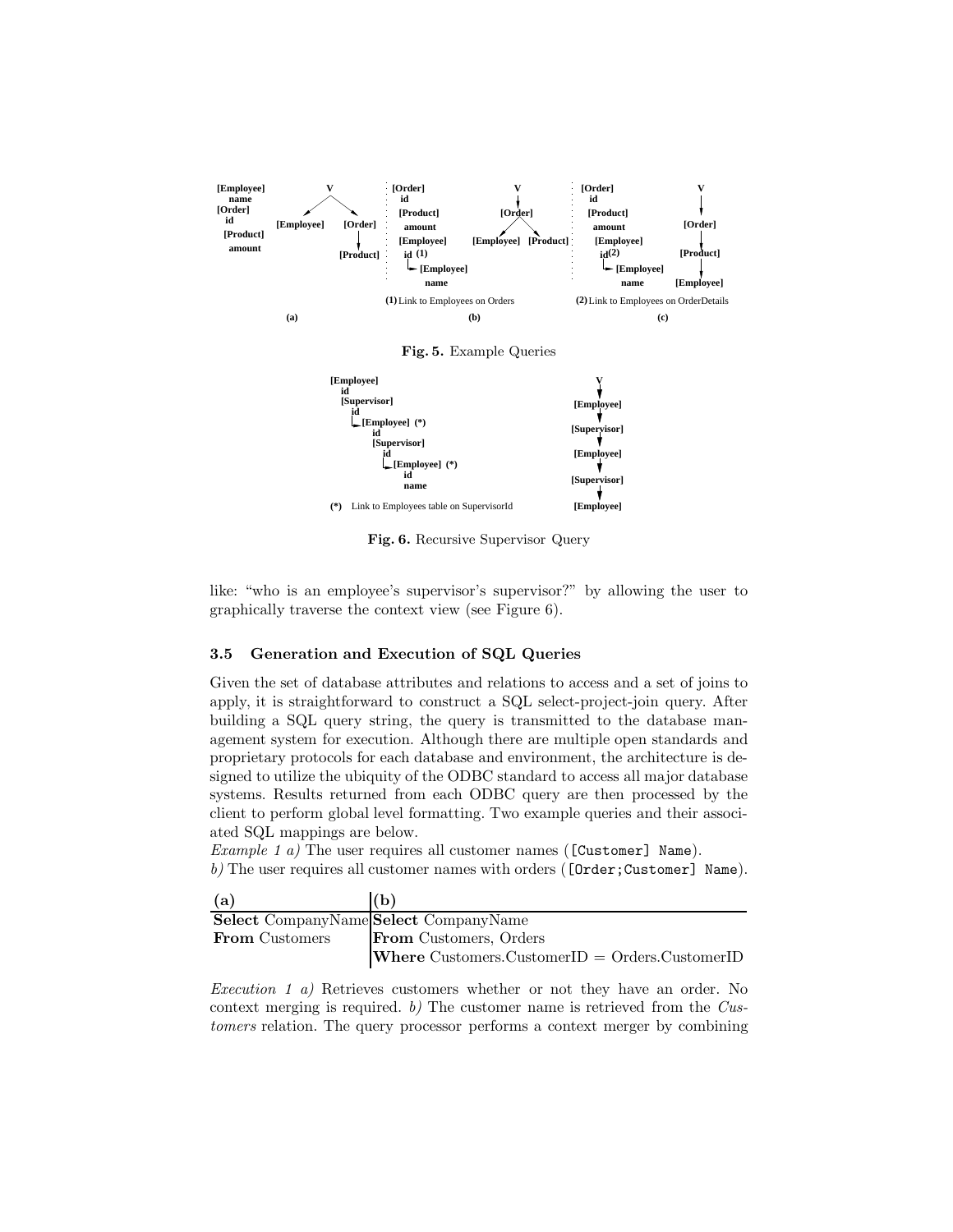**Fig. 5.** Example Queries

**Fig. 6.** Recursive Supervisor Query

like: "who is an employee's supervisor's supervisor?" by allowing the user to graphically traverse the context view (see Figure 6).

### 3.5 Generation and Execution of SQL Queries

Given the set of database attributes and relations to access and a set of joins to apply, it is straightforward to construct a SQL select-project-join query. After building a SQL query string, the query is transmitted to the database management system for execution. Although there are multiple open standards and proprietary protocols for each database and environment, the architecture is designed to utilize the ubiquity of the ODBC standard to access all major database systems. Results returned from each ODBC query are then processed by the client to perform global level formatting. Two example queries and their associated SQL mappings are below.

*Example 1 a)* The user requires all customer names (`[Customer] Name`).
*b)* The user requires all customer names with orders (`[Order;Customer] Name`).

| (a) | (b) |
|---|---|
| **Select** CompanyName | **Select** CompanyName |
| **From** Customers | **From** Customers, Orders |
| | **Where** Customers.CustomerID = Orders.CustomerID |

*Execution 1 a)* Retrieves customers whether or not they have an order. No context merging is required. *b)* The customer name is retrieved from the *Customers* relation. The query processor performs a context merger by combining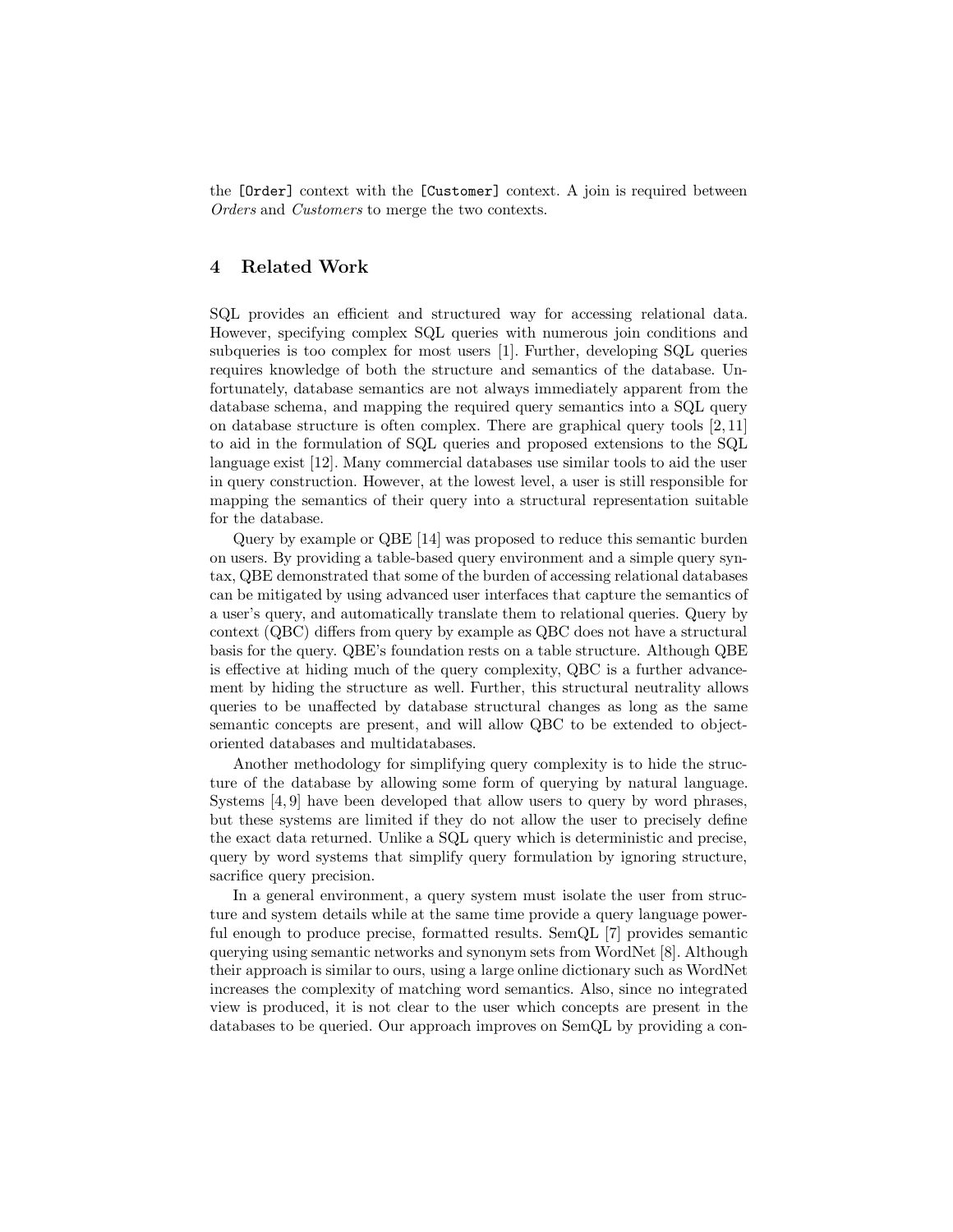the `[Order]` context with the `[Customer]` context. A join is required between *Orders* and *Customers* to merge the two contexts.

## 4 Related Work

SQL provides an efficient and structured way for accessing relational data. However, specifying complex SQL queries with numerous join conditions and subqueries is too complex for most users [1]. Further, developing SQL queries requires knowledge of both the structure and semantics of the database. Unfortunately, database semantics are not always immediately apparent from the database schema, and mapping the required query semantics into a SQL query on database structure is often complex. There are graphical query tools [2, 11] to aid in the formulation of SQL queries and proposed extensions to the SQL language exist [12]. Many commercial databases use similar tools to aid the user in query construction. However, at the lowest level, a user is still responsible for mapping the semantics of their query into a structural representation suitable for the database.

Query by example or QBE [14] was proposed to reduce this semantic burden on users. By providing a table-based query environment and a simple query syntax, QBE demonstrated that some of the burden of accessing relational databases can be mitigated by using advanced user interfaces that capture the semantics of a user's query, and automatically translate them to relational queries. Query by context (QBC) differs from query by example as QBC does not have a structural basis for the query. QBE's foundation rests on a table structure. Although QBE is effective at hiding much of the query complexity, QBC is a further advancement by hiding the structure as well. Further, this structural neutrality allows queries to be unaffected by database structural changes as long as the same semantic concepts are present, and will allow QBC to be extended to object-oriented databases and multidatabases.

Another methodology for simplifying query complexity is to hide the structure of the database by allowing some form of querying by natural language. Systems [4, 9] have been developed that allow users to query by word phrases, but these systems are limited if they do not allow the user to precisely define the exact data returned. Unlike a SQL query which is deterministic and precise, query by word systems that simplify query formulation by ignoring structure, sacrifice query precision.

In a general environment, a query system must isolate the user from structure and system details while at the same time provide a query language powerful enough to produce precise, formatted results. SemQL [7] provides semantic querying using semantic networks and synonym sets from WordNet [8]. Although their approach is similar to ours, using a large online dictionary such as WordNet increases the complexity of matching word semantics. Also, since no integrated view is produced, it is not clear to the user which concepts are present in the databases to be queried. Our approach improves on SemQL by providing a con-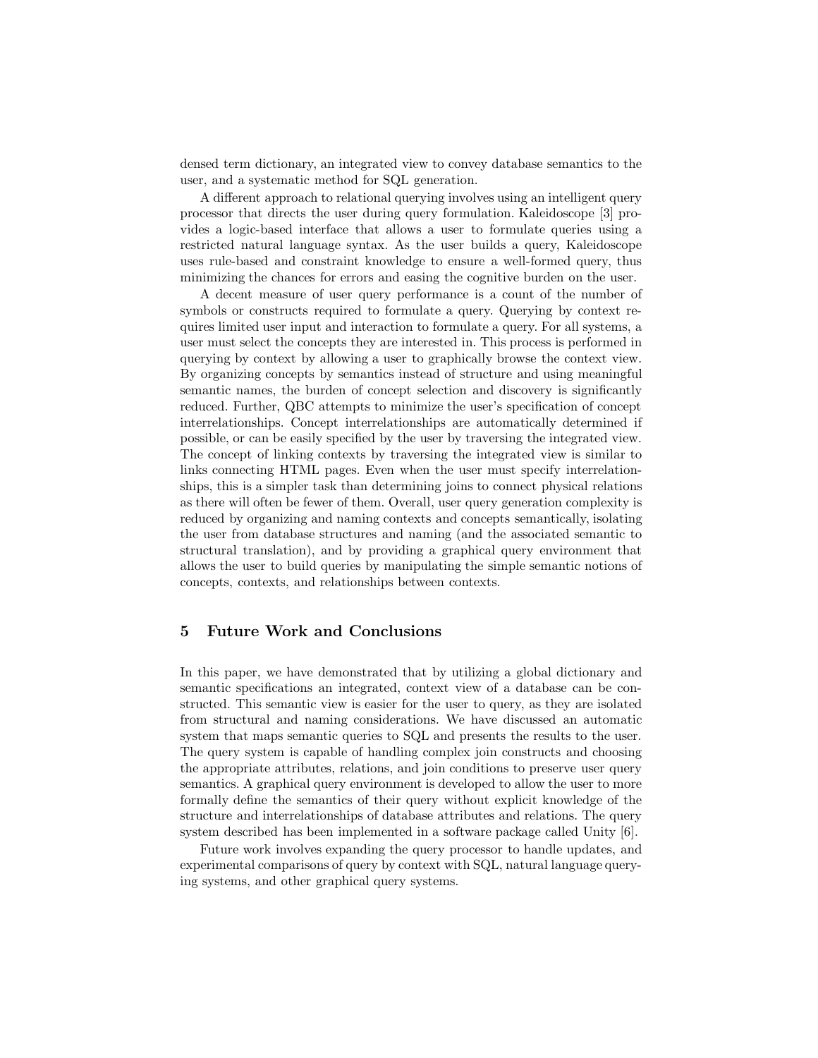densed term dictionary, an integrated view to convey database semantics to the user, and a systematic method for SQL generation.

A different approach to relational querying involves using an intelligent query processor that directs the user during query formulation. Kaleidoscope [3] provides a logic-based interface that allows a user to formulate queries using a restricted natural language syntax. As the user builds a query, Kaleidoscope uses rule-based and constraint knowledge to ensure a well-formed query, thus minimizing the chances for errors and easing the cognitive burden on the user.

A decent measure of user query performance is a count of the number of symbols or constructs required to formulate a query. Querying by context requires limited user input and interaction to formulate a query. For all systems, a user must select the concepts they are interested in. This process is performed in querying by context by allowing a user to graphically browse the context view. By organizing concepts by semantics instead of structure and using meaningful semantic names, the burden of concept selection and discovery is significantly reduced. Further, QBC attempts to minimize the user's specification of concept interrelationships. Concept interrelationships are automatically determined if possible, or can be easily specified by the user by traversing the integrated view. The concept of linking contexts by traversing the integrated view is similar to links connecting HTML pages. Even when the user must specify interrelationships, this is a simpler task than determining joins to connect physical relations as there will often be fewer of them. Overall, user query generation complexity is reduced by organizing and naming contexts and concepts semantically, isolating the user from database structures and naming (and the associated semantic to structural translation), and by providing a graphical query environment that allows the user to build queries by manipulating the simple semantic notions of concepts, contexts, and relationships between contexts.

## 5 Future Work and Conclusions

In this paper, we have demonstrated that by utilizing a global dictionary and semantic specifications an integrated, context view of a database can be constructed. This semantic view is easier for the user to query, as they are isolated from structural and naming considerations. We have discussed an automatic system that maps semantic queries to SQL and presents the results to the user. The query system is capable of handling complex join constructs and choosing the appropriate attributes, relations, and join conditions to preserve user query semantics. A graphical query environment is developed to allow the user to more formally define the semantics of their query without explicit knowledge of the structure and interrelationships of database attributes and relations. The query system described has been implemented in a software package called Unity [6].

Future work involves expanding the query processor to handle updates, and experimental comparisons of query by context with SQL, natural language querying systems, and other graphical query systems.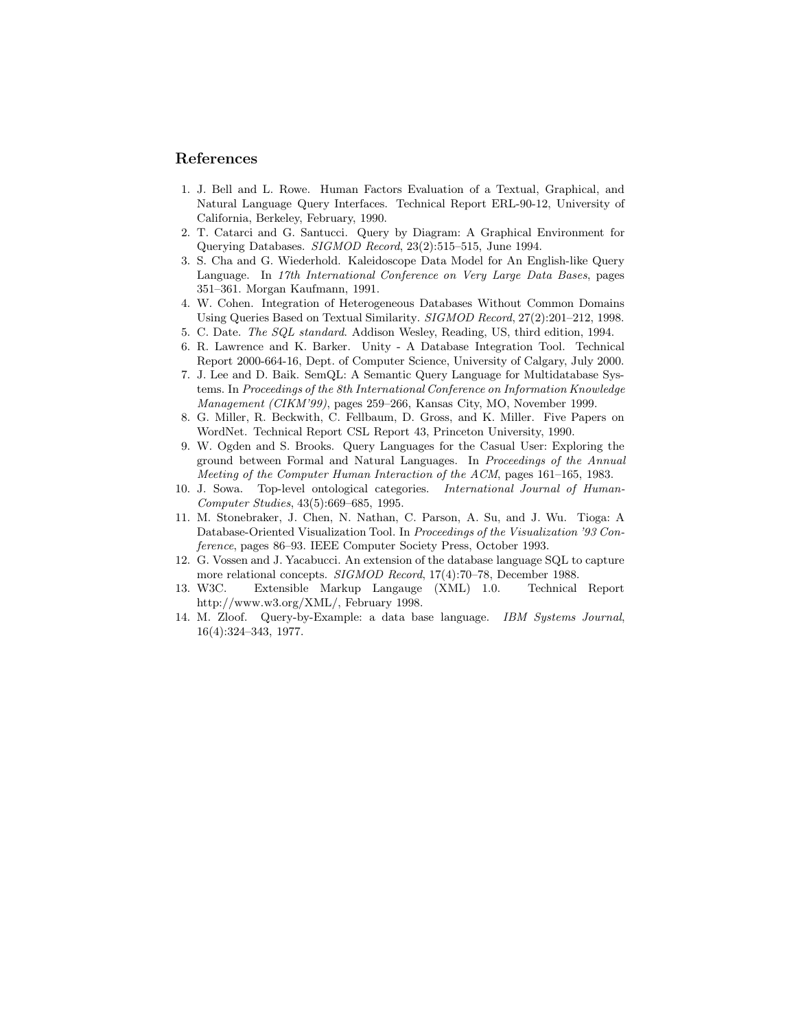## References

1. J. Bell and L. Rowe. Human Factors Evaluation of a Textual, Graphical, and Natural Language Query Interfaces. Technical Report ERL-90-12, University of California, Berkeley, February, 1990.
2. T. Catarci and G. Santucci. Query by Diagram: A Graphical Environment for Querying Databases. *SIGMOD Record*, 23(2):515–515, June 1994.
3. S. Cha and G. Wiederhold. Kaleidoscope Data Model for An English-like Query Language. In *17th International Conference on Very Large Data Bases*, pages 351–361. Morgan Kaufmann, 1991.
4. W. Cohen. Integration of Heterogeneous Databases Without Common Domains Using Queries Based on Textual Similarity. *SIGMOD Record*, 27(2):201–212, 1998.
5. C. Date. *The SQL standard*. Addison Wesley, Reading, US, third edition, 1994.
6. R. Lawrence and K. Barker. Unity - A Database Integration Tool. Technical Report 2000-664-16, Dept. of Computer Science, University of Calgary, July 2000.
7. J. Lee and D. Baik. SemQL: A Semantic Query Language for Multidatabase Systems. In *Proceedings of the 8th International Conference on Information Knowledge Management (CIKM'99)*, pages 259–266, Kansas City, MO, November 1999.
8. G. Miller, R. Beckwith, C. Fellbaum, D. Gross, and K. Miller. Five Papers on WordNet. Technical Report CSL Report 43, Princeton University, 1990.
9. W. Ogden and S. Brooks. Query Languages for the Casual User: Exploring the ground between Formal and Natural Languages. In *Proceedings of the Annual Meeting of the Computer Human Interaction of the ACM*, pages 161–165, 1983.
10. J. Sowa. Top-level ontological categories. *International Journal of Human-Computer Studies*, 43(5):669–685, 1995.
11. M. Stonebraker, J. Chen, N. Nathan, C. Parson, A. Su, and J. Wu. Tioga: A Database-Oriented Visualization Tool. In *Proceedings of the Visualization '93 Conference*, pages 86–93. IEEE Computer Society Press, October 1993.
12. G. Vossen and J. Yacabucci. An extension of the database language SQL to capture more relational concepts. *SIGMOD Record*, 17(4):70–78, December 1988.
13. W3C. Extensible Markup Langauge (XML) 1.0. Technical Report http://www.w3.org/XML/, February 1998.
14. M. Zloof. Query-by-Example: a data base language. *IBM Systems Journal*, 16(4):324–343, 1977.